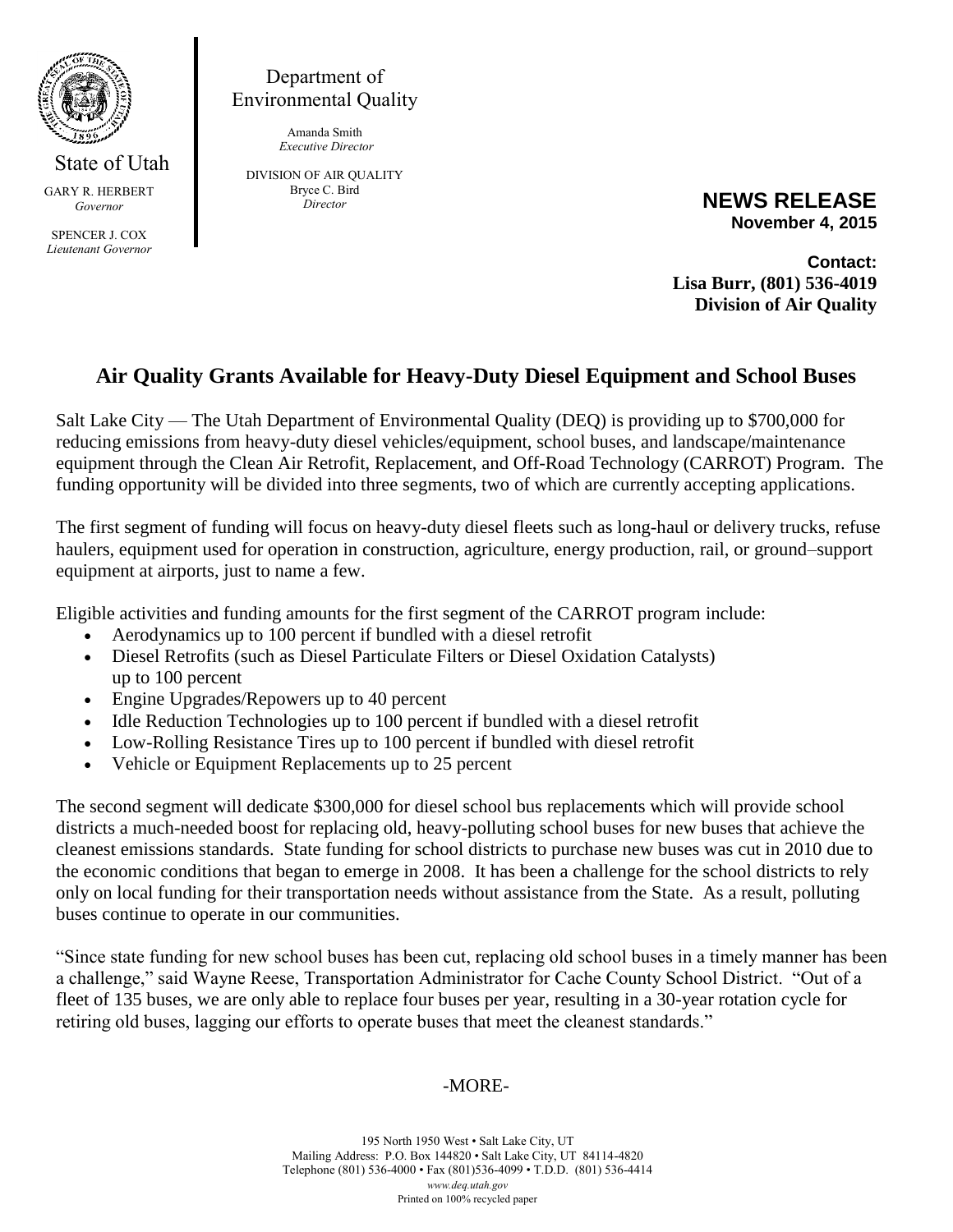State of Utah

GARY R. HERBERT
*Governor*

SPENCER J. COX
*Lieutenant Governor*

Department of
Environmental Quality

Amanda Smith
*Executive Director*

DIVISION OF AIR QUALITY
Bryce C. Bird
*Director*

**NEWS RELEASE**
**November 4, 2015**

**Contact:**
**Lisa Burr, (801) 536-4019**
**Division of Air Quality**

# Air Quality Grants Available for Heavy-Duty Diesel Equipment and School Buses

Salt Lake City — The Utah Department of Environmental Quality (DEQ) is providing up to $700,000 for reducing emissions from heavy-duty diesel vehicles/equipment, school buses, and landscape/maintenance equipment through the Clean Air Retrofit, Replacement, and Off-Road Technology (CARROT) Program. The funding opportunity will be divided into three segments, two of which are currently accepting applications.

The first segment of funding will focus on heavy-duty diesel fleets such as long-haul or delivery trucks, refuse haulers, equipment used for operation in construction, agriculture, energy production, rail, or ground–support equipment at airports, just to name a few.

Eligible activities and funding amounts for the first segment of the CARROT program include:

- Aerodynamics up to 100 percent if bundled with a diesel retrofit
- Diesel Retrofits (such as Diesel Particulate Filters or Diesel Oxidation Catalysts) up to 100 percent
- Engine Upgrades/Repowers up to 40 percent
- Idle Reduction Technologies up to 100 percent if bundled with a diesel retrofit
- Low-Rolling Resistance Tires up to 100 percent if bundled with diesel retrofit
- Vehicle or Equipment Replacements up to 25 percent

The second segment will dedicate $300,000 for diesel school bus replacements which will provide school districts a much-needed boost for replacing old, heavy-polluting school buses for new buses that achieve the cleanest emissions standards. State funding for school districts to purchase new buses was cut in 2010 due to the economic conditions that began to emerge in 2008. It has been a challenge for the school districts to rely only on local funding for their transportation needs without assistance from the State. As a result, polluting buses continue to operate in our communities.

"Since state funding for new school buses has been cut, replacing old school buses in a timely manner has been a challenge," said Wayne Reese, Transportation Administrator for Cache County School District. "Out of a fleet of 135 buses, we are only able to replace four buses per year, resulting in a 30-year rotation cycle for retiring old buses, lagging our efforts to operate buses that meet the cleanest standards."

-MORE-

195 North 1950 West • Salt Lake City, UT
Mailing Address: P.O. Box 144820 • Salt Lake City, UT 84114-4820
Telephone (801) 536-4000 • Fax (801)536-4099 • T.D.D. (801) 536-4414
*www.deq.utah.gov*
Printed on 100% recycled paper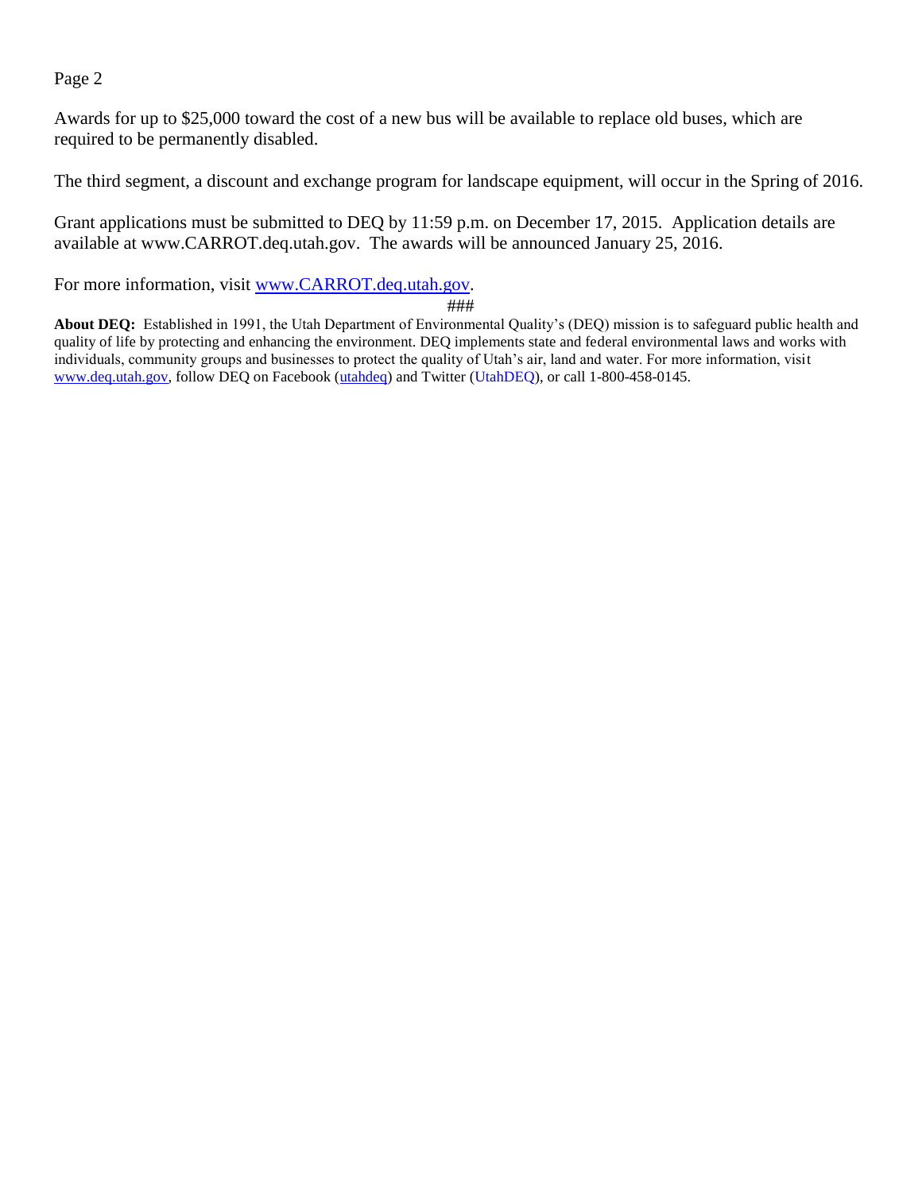Awards for up to $25,000 toward the cost of a new bus will be available to replace old buses, which are required to be permanently disabled.

The third segment, a discount and exchange program for landscape equipment, will occur in the Spring of 2016.

Grant applications must be submitted to DEQ by 11:59 p.m. on December 17, 2015. Application details are available at www.CARROT.deq.utah.gov. The awards will be announced January 25, 2016.

For more information, visit www.CARROT.deq.utah.gov.

###

**About DEQ:** Established in 1991, the Utah Department of Environmental Quality's (DEQ) mission is to safeguard public health and quality of life by protecting and enhancing the environment. DEQ implements state and federal environmental laws and works with individuals, community groups and businesses to protect the quality of Utah's air, land and water. For more information, visit www.deq.utah.gov, follow DEQ on Facebook (utahdeq) and Twitter (UtahDEQ), or call 1-800-458-0145.